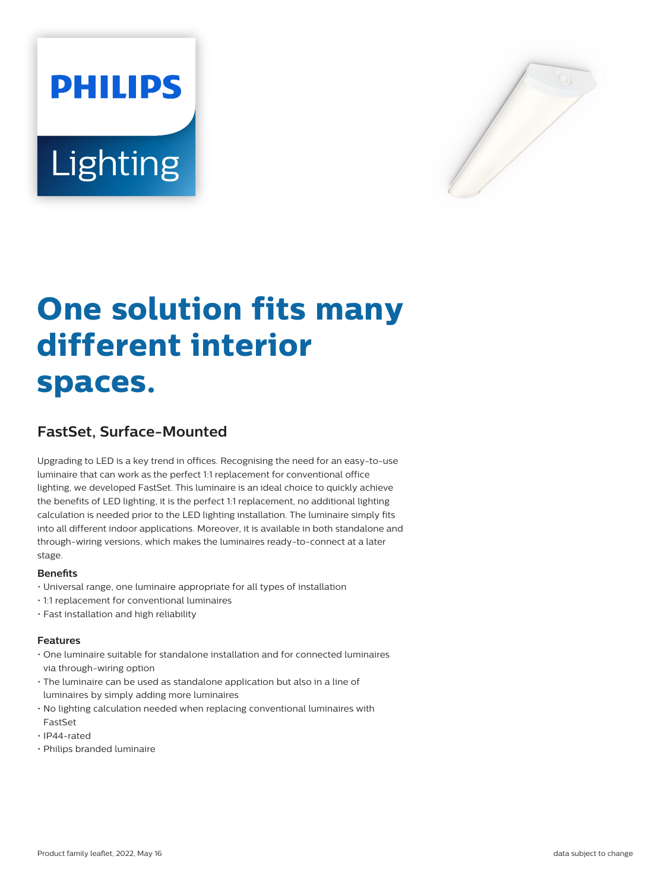PHILIPS

Lighting

# One solution fits many different interior spaces.

## FastSet, Surface-Mounted

Upgrading to LED is a key trend in offices. Recognising the need for an easy-to-use luminaire that can work as the perfect 1:1 replacement for conventional office lighting, we developed FastSet. This luminaire is an ideal choice to quickly achieve the benefits of LED lighting, it is the perfect 1:1 replacement, no additional lighting calculation is needed prior to the LED lighting installation. The luminaire simply fits into all different indoor applications. Moreover, it is available in both standalone and through-wiring versions, which makes the luminaires ready-to-connect at a later stage.

**Benefits**

- Universal range, one luminaire appropriate for all types of installation
- 1:1 replacement for conventional luminaires
- Fast installation and high reliability

**Features**

- One luminaire suitable for standalone installation and for connected luminaires via through-wiring option
- The luminaire can be used as standalone application but also in a line of luminaires by simply adding more luminaires
- No lighting calculation needed when replacing conventional luminaires with FastSet
- IP44-rated
- Philips branded luminaire

Product family leaflet, 2022, May 16

data subject to change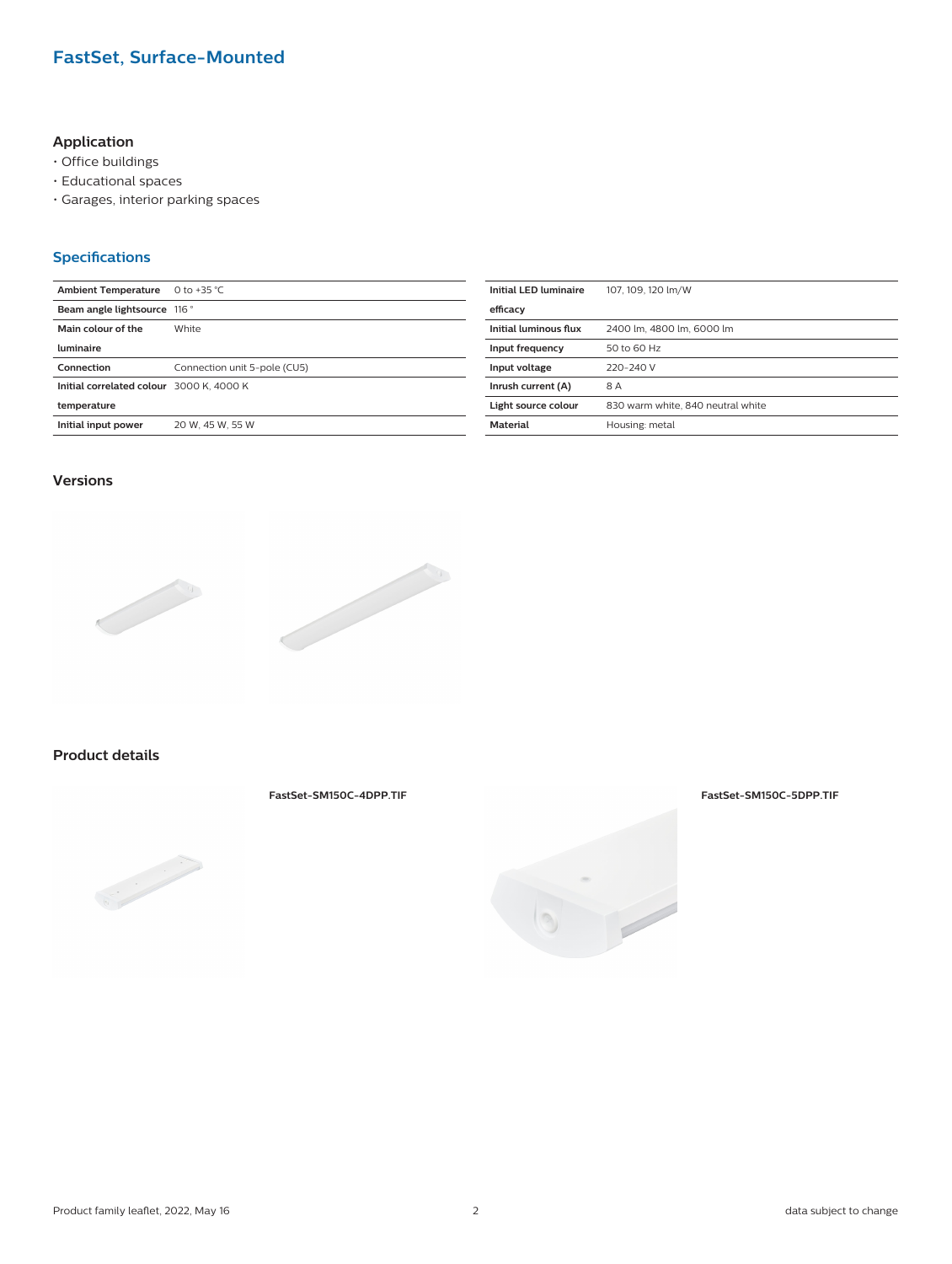## FastSet, Surface-Mounted

### Application

- Office buildings
- Educational spaces
- Garages, interior parking spaces

### Specifications

| | |
|---|---|
| **Ambient Temperature** | 0 to +35 °C |
| **Beam angle lightsource** | 116 ° |
| **Main colour of the luminaire** | White |
| **Connection** | Connection unit 5-pole (CU5) |
| **Initial correlated colour temperature** | 3000 K, 4000 K |
| **Initial input power** | 20 W, 45 W, 55 W |

| | |
|---|---|
| **Initial LED luminaire efficacy** | 107, 109, 120 lm/W |
| **Initial luminous flux** | 2400 lm, 4800 lm, 6000 lm |
| **Input frequency** | 50 to 60 Hz |
| **Input voltage** | 220-240 V |
| **Inrush current (A)** | 8 A |
| **Light source colour** | 830 warm white, 840 neutral white |
| **Material** | Housing: metal |

### Versions

### Product details

FastSet-SM150C-4DPP.TIF

FastSet-SM150C-5DPP.TIF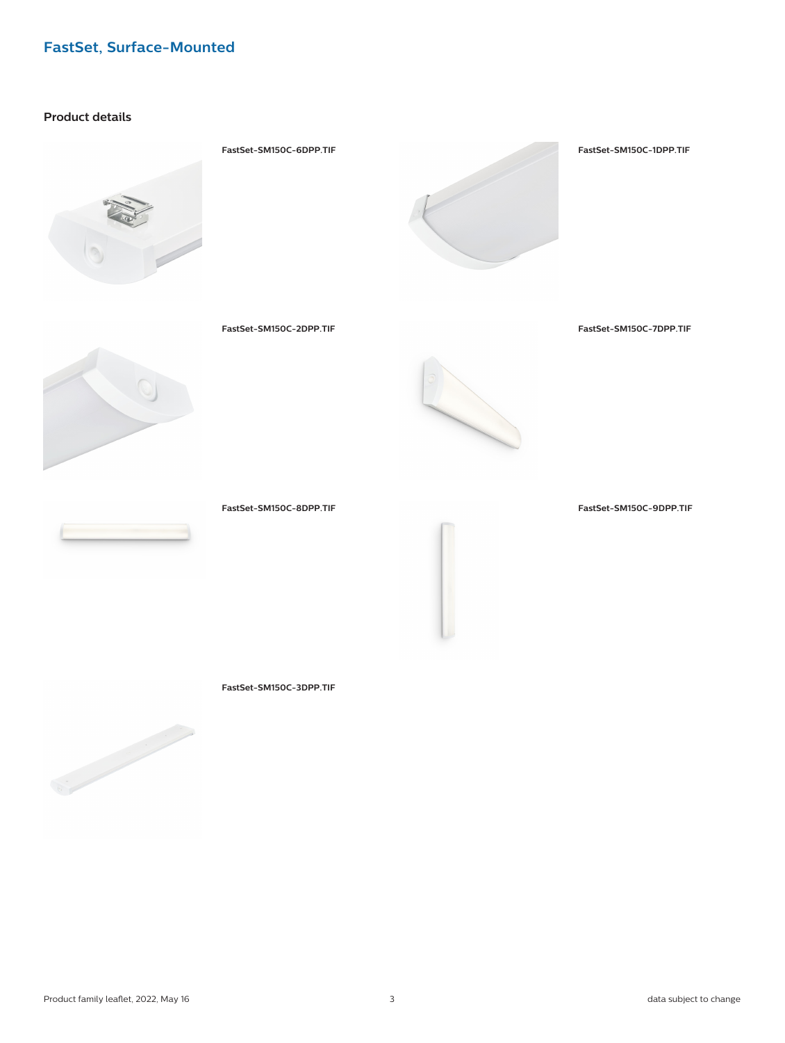# FastSet, Surface-Mounted

## Product details

FastSet-SM150C-6DPP.TIF

FastSet-SM150C-1DPP.TIF

FastSet-SM150C-2DPP.TIF

FastSet-SM150C-7DPP.TIF

FastSet-SM150C-8DPP.TIF

FastSet-SM150C-9DPP.TIF

FastSet-SM150C-3DPP.TIF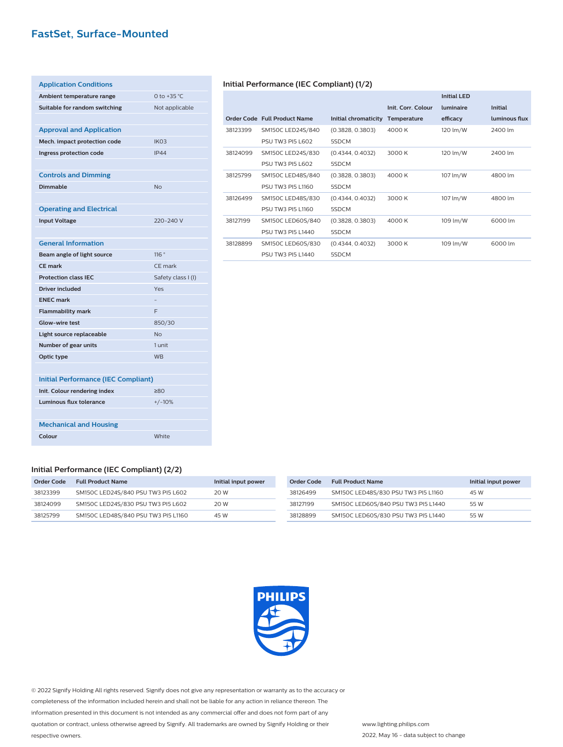## FastSet, Surface-Mounted

| | |
|---|---|
| **Application Conditions** | |
| Ambient temperature range | 0 to +35 °C |
| Suitable for random switching | Not applicable |
| **Approval and Application** | |
| Mech. impact protection code | IK03 |
| Ingress protection code | IP44 |
| **Controls and Dimming** | |
| Dimmable | No |
| **Operating and Electrical** | |
| Input Voltage | 220-240 V |
| **General Information** | |
| Beam angle of light source | 116 ° |
| CE mark | CE mark |
| Protection class IEC | Safety class I (I) |
| Driver included | Yes |
| ENEC mark | - |
| Flammability mark | F |
| Glow-wire test | 850/30 |
| Light source replaceable | No |
| Number of gear units | 1 unit |
| Optic type | WB |
| **Initial Performance (IEC Compliant)** | |
| Init. Colour rendering index | ≥80 |
| Luminous flux tolerance | +/-10% |
| **Mechanical and Housing** | |
| Colour | White |

### Initial Performance (IEC Compliant) (1/2)

| Order Code | Full Product Name | Initial chromaticity | Init. Corr. Colour Temperature | Initial LED luminaire efficacy | Initial luminous flux |
|---|---|---|---|---|---|
| 38123399 | SM150C LED24S/840 PSU TW3 PI5 L602 | (0.3828, 0.3803) 5SDCM | 4000 K | 120 lm/W | 2400 lm |
| 38124099 | SM150C LED24S/830 PSU TW3 PI5 L602 | (0.4344, 0.4032) 5SDCM | 3000 K | 120 lm/W | 2400 lm |
| 38125799 | SM150C LED48S/840 PSU TW3 PI5 L1160 | (0.3828, 0.3803) 5SDCM | 4000 K | 107 lm/W | 4800 lm |
| 38126499 | SM150C LED48S/830 PSU TW3 PI5 L1160 | (0.4344, 0.4032) 5SDCM | 3000 K | 107 lm/W | 4800 lm |
| 38127199 | SM150C LED60S/840 PSU TW3 PI5 L1440 | (0.3828, 0.3803) 5SDCM | 4000 K | 109 lm/W | 6000 lm |
| 38128899 | SM150C LED60S/830 PSU TW3 PI5 L1440 | (0.4344, 0.4032) 5SDCM | 3000 K | 109 lm/W | 6000 lm |

### Initial Performance (IEC Compliant) (2/2)

| Order Code | Full Product Name | Initial input power |
|---|---|---|
| 38123399 | SM150C LED24S/840 PSU TW3 PI5 L602 | 20 W |
| 38124099 | SM150C LED24S/830 PSU TW3 PI5 L602 | 20 W |
| 38125799 | SM150C LED48S/840 PSU TW3 PI5 L1160 | 45 W |
| 38126499 | SM150C LED48S/830 PSU TW3 PI5 L1160 | 45 W |
| 38127199 | SM150C LED60S/840 PSU TW3 PI5 L1440 | 55 W |
| 38128899 | SM150C LED60S/830 PSU TW3 PI5 L1440 | 55 W |

PHILIPS

© 2022 Signify Holding All rights reserved. Signify does not give any representation or warranty as to the accuracy or completeness of the information included herein and shall not be liable for any action in reliance thereon. The information presented in this document is not intended as any commercial offer and does not form part of any quotation or contract, unless otherwise agreed by Signify. All trademarks are owned by Signify Holding or their respective owners.

www.lighting.philips.com
2022, May 16 - data subject to change